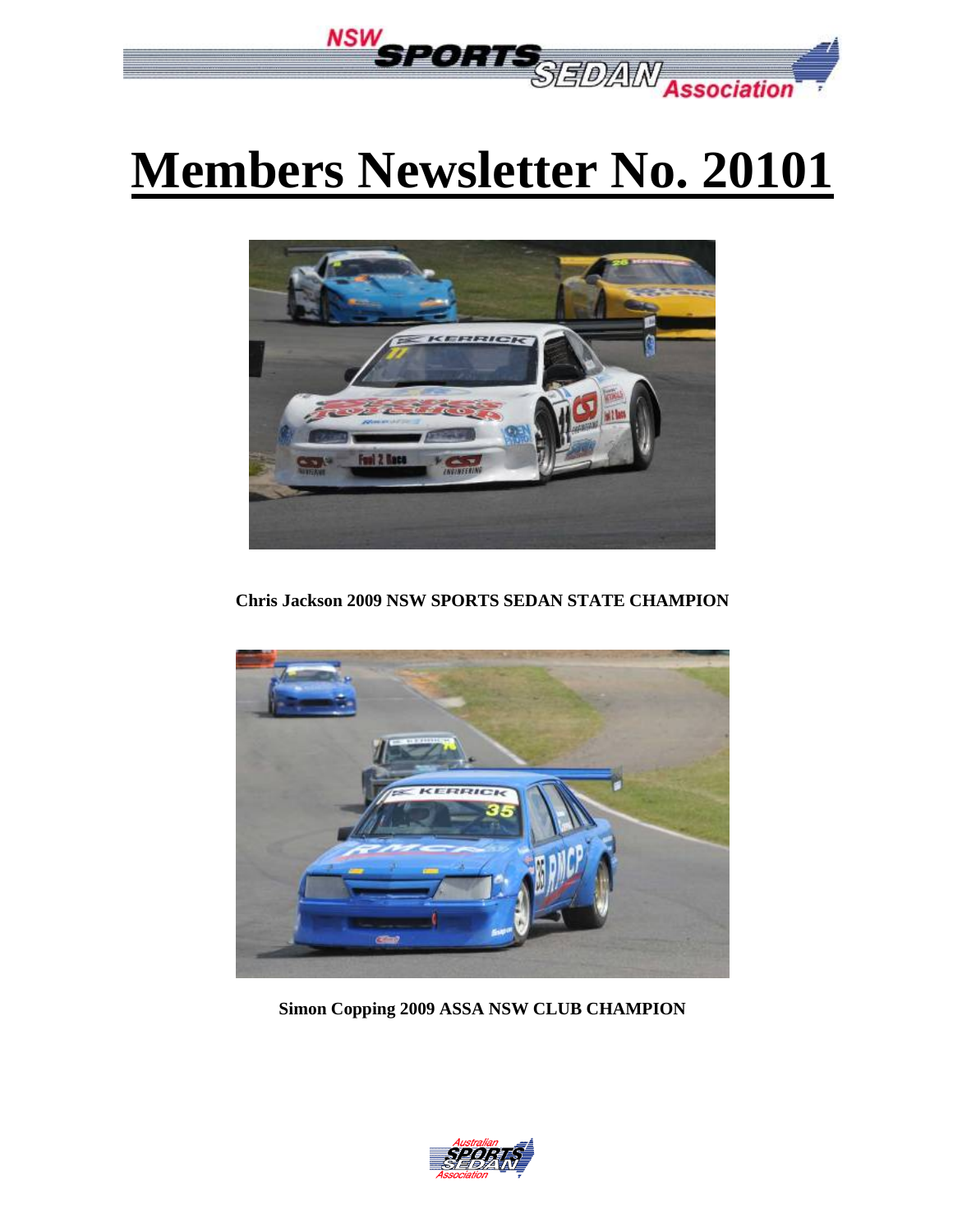# Members Newsletter No. 20101

**Chris Jackson 2009 NSW SPORTS SEDAN STATE CHAMPION**

**Simon Copping 2009 ASSA NSW CLUB CHAMPION**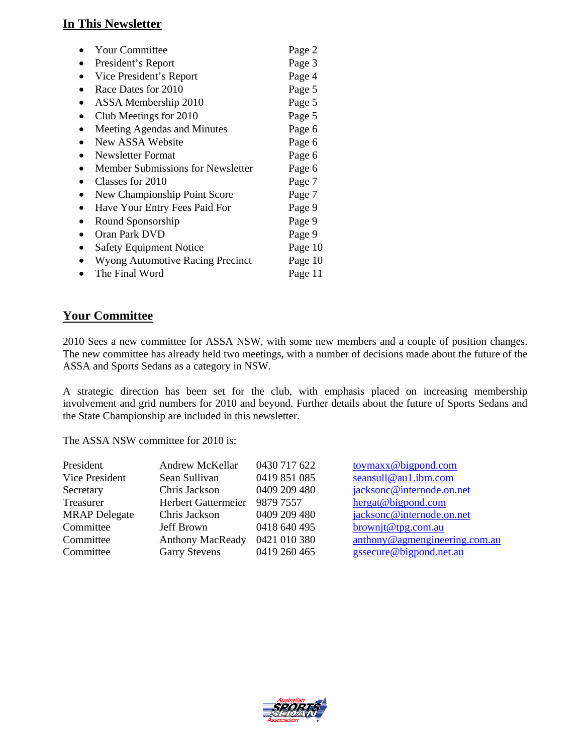## In This Newsletter

| | |
|---|---|
| Your Committee | Page 2 |
| President's Report | Page 3 |
| Vice President's Report | Page 4 |
| Race Dates for 2010 | Page 5 |
| ASSA Membership 2010 | Page 5 |
| Club Meetings for 2010 | Page 5 |
| Meeting Agendas and Minutes | Page 6 |
| New ASSA Website | Page 6 |
| Newsletter Format | Page 6 |
| Member Submissions for Newsletter | Page 6 |
| Classes for 2010 | Page 7 |
| New Championship Point Score | Page 7 |
| Have Your Entry Fees Paid For | Page 9 |
| Round Sponsorship | Page 9 |
| Oran Park DVD | Page 9 |
| Safety Equipment Notice | Page 10 |
| Wyong Automotive Racing Precinct | Page 10 |
| The Final Word | Page 11 |

## Your Committee

2010 Sees a new committee for ASSA NSW, with some new members and a couple of position changes. The new committee has already held two meetings, with a number of decisions made about the future of the ASSA and Sports Sedans as a category in NSW.

A strategic direction has been set for the club, with emphasis placed on increasing membership involvement and grid numbers for 2010 and beyond. Further details about the future of Sports Sedans and the State Championship are included in this newsletter.

The ASSA NSW committee for 2010 is:

| Position | Name | Phone | Email |
|---|---|---|---|
| President | Andrew McKellar | 0430 717 622 | toymaxx@bigpond.com |
| Vice President | Sean Sullivan | 0419 851 085 | seansull@au1.ibm.com |
| Secretary | Chris Jackson | 0409 209 480 | jacksonc@internode.on.net |
| Treasurer | Herbert Gattermeier | 9879 7557 | hergat@bigpond.com |
| MRAP Delegate | Chris Jackson | 0409 209 480 | jacksonc@internode.on.net |
| Committee | Jeff Brown | 0418 640 495 | brownjt@tpg.com.au |
| Committee | Anthony MacReady | 0421 010 380 | anthony@agmengineering.com.au |
| Committee | Garry Stevens | 0419 260 465 | gssecure@bigpond.net.au |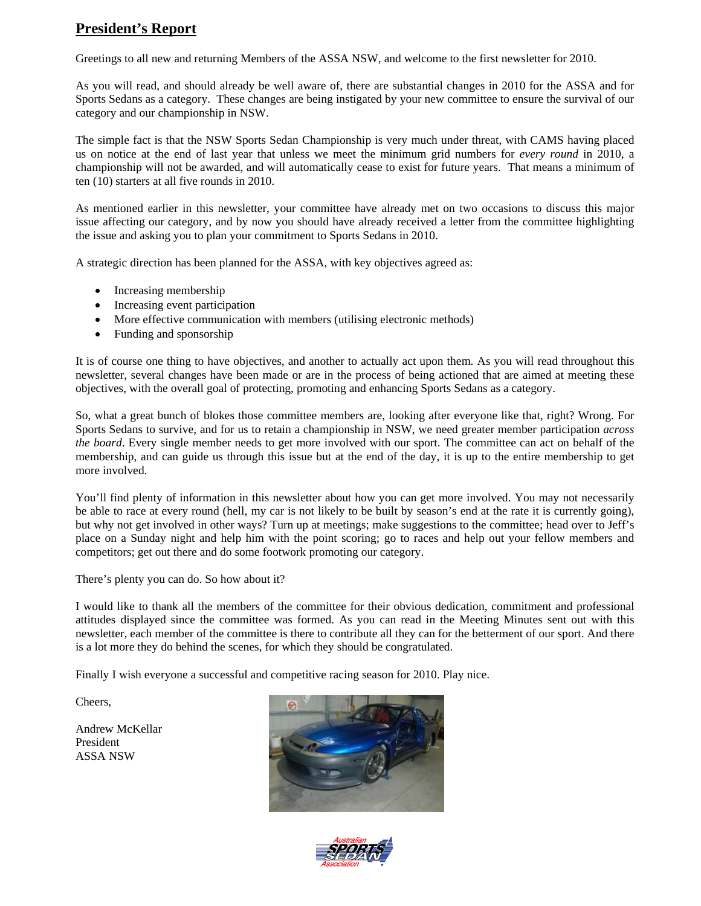## President's Report

Greetings to all new and returning Members of the ASSA NSW, and welcome to the first newsletter for 2010.

As you will read, and should already be well aware of, there are substantial changes in 2010 for the ASSA and for Sports Sedans as a category. These changes are being instigated by your new committee to ensure the survival of our category and our championship in NSW.

The simple fact is that the NSW Sports Sedan Championship is very much under threat, with CAMS having placed us on notice at the end of last year that unless we meet the minimum grid numbers for *every round* in 2010, a championship will not be awarded, and will automatically cease to exist for future years. That means a minimum of ten (10) starters at all five rounds in 2010.

As mentioned earlier in this newsletter, your committee have already met on two occasions to discuss this major issue affecting our category, and by now you should have already received a letter from the committee highlighting the issue and asking you to plan your commitment to Sports Sedans in 2010.

A strategic direction has been planned for the ASSA, with key objectives agreed as:

- Increasing membership
- Increasing event participation
- More effective communication with members (utilising electronic methods)
- Funding and sponsorship

It is of course one thing to have objectives, and another to actually act upon them. As you will read throughout this newsletter, several changes have been made or are in the process of being actioned that are aimed at meeting these objectives, with the overall goal of protecting, promoting and enhancing Sports Sedans as a category.

So, what a great bunch of blokes those committee members are, looking after everyone like that, right? Wrong. For Sports Sedans to survive, and for us to retain a championship in NSW, we need greater member participation *across the board*. Every single member needs to get more involved with our sport. The committee can act on behalf of the membership, and can guide us through this issue but at the end of the day, it is up to the entire membership to get more involved.

You'll find plenty of information in this newsletter about how you can get more involved. You may not necessarily be able to race at every round (hell, my car is not likely to be built by season's end at the rate it is currently going), but why not get involved in other ways? Turn up at meetings; make suggestions to the committee; head over to Jeff's place on a Sunday night and help him with the point scoring; go to races and help out your fellow members and competitors; get out there and do some footwork promoting our category.

There's plenty you can do. So how about it?

I would like to thank all the members of the committee for their obvious dedication, commitment and professional attitudes displayed since the committee was formed. As you can read in the Meeting Minutes sent out with this newsletter, each member of the committee is there to contribute all they can for the betterment of our sport. And there is a lot more they do behind the scenes, for which they should be congratulated.

Finally I wish everyone a successful and competitive racing season for 2010. Play nice.

Cheers,

Andrew McKellar
President
ASSA NSW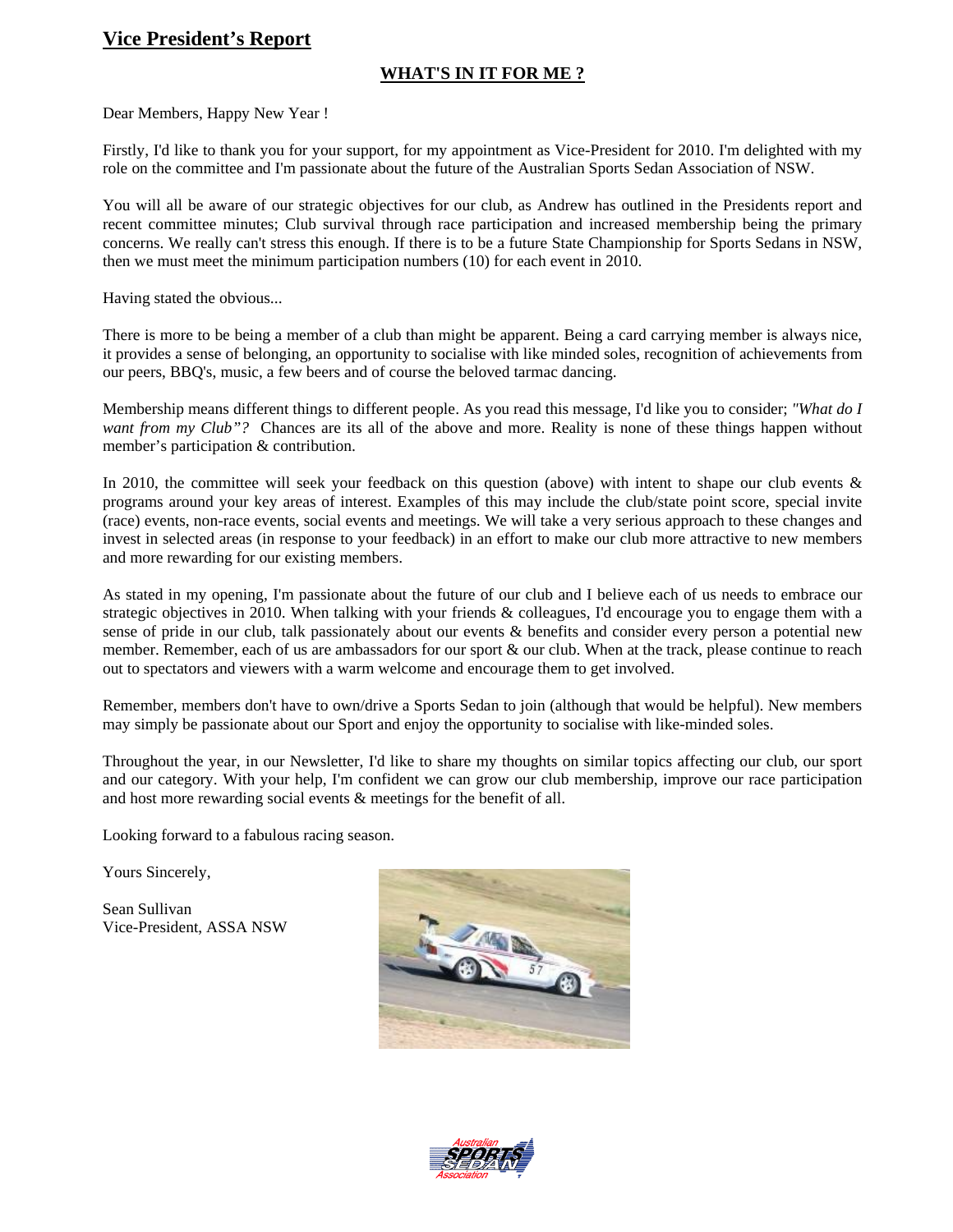# Vice President's Report

## WHAT'S IN IT FOR ME ?

Dear Members, Happy New Year !

Firstly, I'd like to thank you for your support, for my appointment as Vice-President for 2010. I'm delighted with my role on the committee and I'm passionate about the future of the Australian Sports Sedan Association of NSW.

You will all be aware of our strategic objectives for our club, as Andrew has outlined in the Presidents report and recent committee minutes; Club survival through race participation and increased membership being the primary concerns. We really can't stress this enough. If there is to be a future State Championship for Sports Sedans in NSW, then we must meet the minimum participation numbers (10) for each event in 2010.

Having stated the obvious...

There is more to be being a member of a club than might be apparent. Being a card carrying member is always nice, it provides a sense of belonging, an opportunity to socialise with like minded soles, recognition of achievements from our peers, BBQ's, music, a few beers and of course the beloved tarmac dancing.

Membership means different things to different people. As you read this message, I'd like you to consider; *"What do I want from my Club"?* Chances are its all of the above and more. Reality is none of these things happen without member's participation & contribution.

In 2010, the committee will seek your feedback on this question (above) with intent to shape our club events & programs around your key areas of interest. Examples of this may include the club/state point score, special invite (race) events, non-race events, social events and meetings. We will take a very serious approach to these changes and invest in selected areas (in response to your feedback) in an effort to make our club more attractive to new members and more rewarding for our existing members.

As stated in my opening, I'm passionate about the future of our club and I believe each of us needs to embrace our strategic objectives in 2010. When talking with your friends & colleagues, I'd encourage you to engage them with a sense of pride in our club, talk passionately about our events & benefits and consider every person a potential new member. Remember, each of us are ambassadors for our sport & our club. When at the track, please continue to reach out to spectators and viewers with a warm welcome and encourage them to get involved.

Remember, members don't have to own/drive a Sports Sedan to join (although that would be helpful). New members may simply be passionate about our Sport and enjoy the opportunity to socialise with like-minded soles.

Throughout the year, in our Newsletter, I'd like to share my thoughts on similar topics affecting our club, our sport and our category. With your help, I'm confident we can grow our club membership, improve our race participation and host more rewarding social events & meetings for the benefit of all.

Looking forward to a fabulous racing season.

Yours Sincerely,

Sean Sullivan
Vice-President, ASSA NSW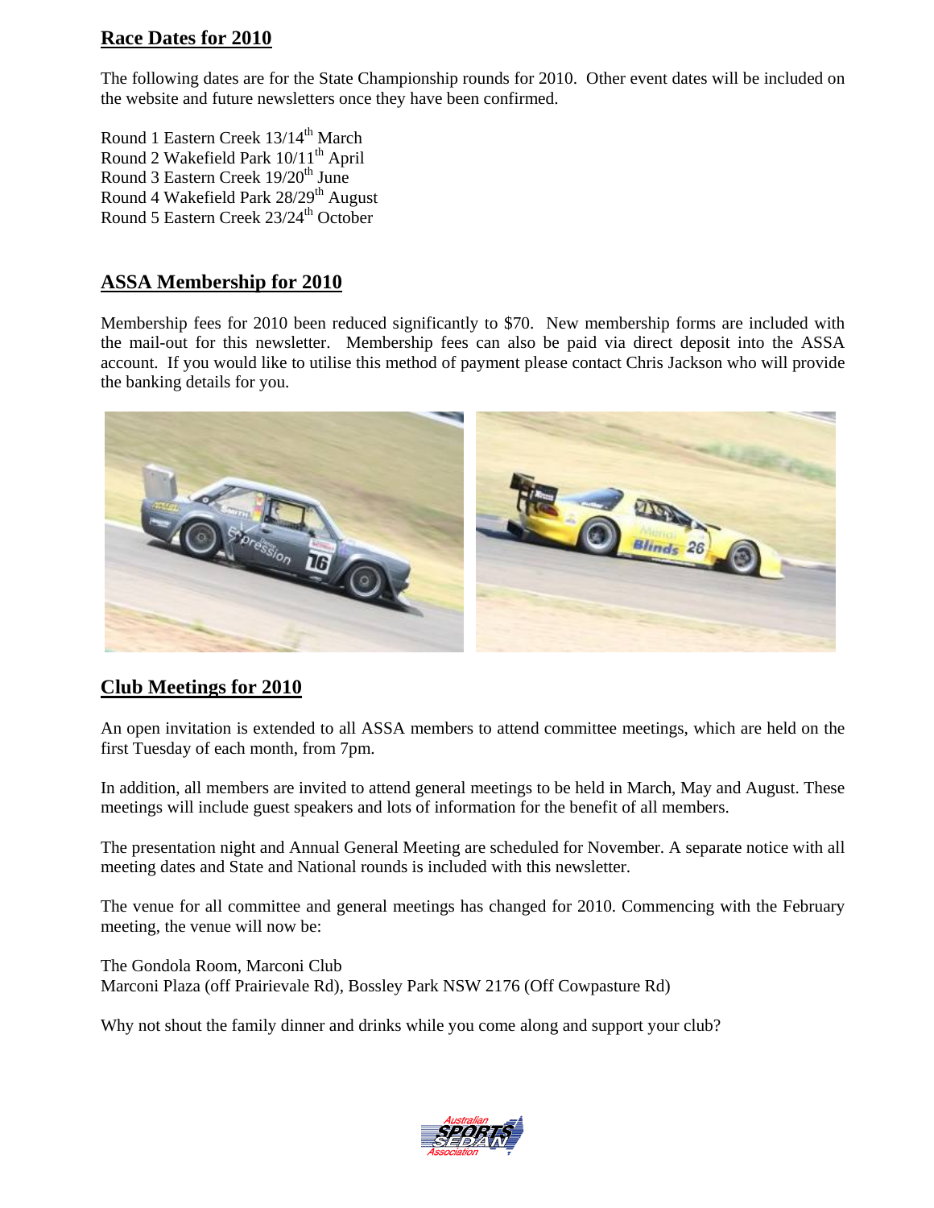## Race Dates for 2010

The following dates are for the State Championship rounds for 2010. Other event dates will be included on the website and future newsletters once they have been confirmed.

Round 1 Eastern Creek 13/14th March
Round 2 Wakefield Park 10/11th April
Round 3 Eastern Creek 19/20th June
Round 4 Wakefield Park 28/29th August
Round 5 Eastern Creek 23/24th October

## ASSA Membership for 2010

Membership fees for 2010 been reduced significantly to $70. New membership forms are included with the mail-out for this newsletter. Membership fees can also be paid via direct deposit into the ASSA account. If you would like to utilise this method of payment please contact Chris Jackson who will provide the banking details for you.

## Club Meetings for 2010

An open invitation is extended to all ASSA members to attend committee meetings, which are held on the first Tuesday of each month, from 7pm.

In addition, all members are invited to attend general meetings to be held in March, May and August. These meetings will include guest speakers and lots of information for the benefit of all members.

The presentation night and Annual General Meeting are scheduled for November. A separate notice with all meeting dates and State and National rounds is included with this newsletter.

The venue for all committee and general meetings has changed for 2010. Commencing with the February meeting, the venue will now be:

The Gondola Room, Marconi Club
Marconi Plaza (off Prairievale Rd), Bossley Park NSW 2176 (Off Cowpasture Rd)

Why not shout the family dinner and drinks while you come along and support your club?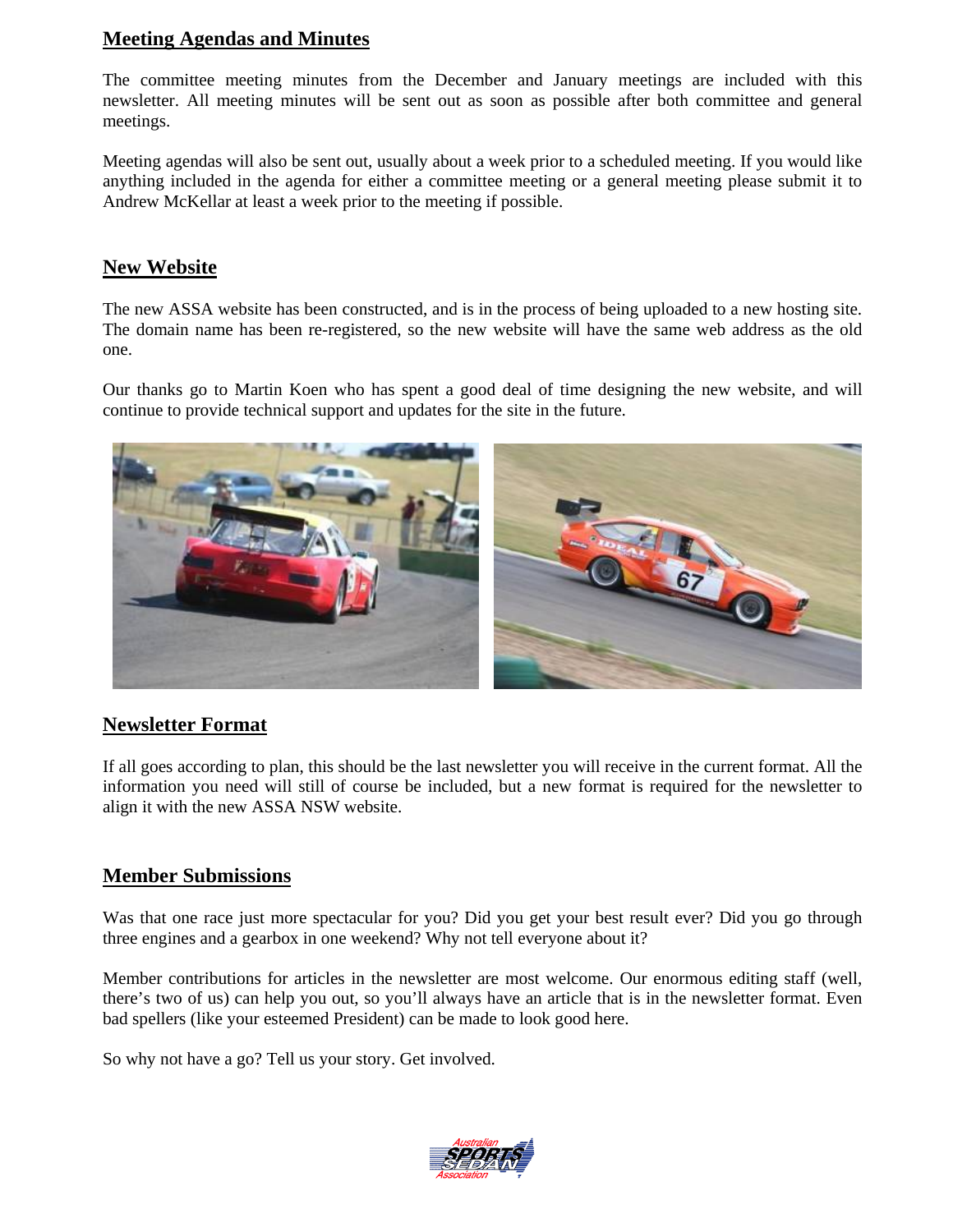## Meeting Agendas and Minutes

The committee meeting minutes from the December and January meetings are included with this newsletter. All meeting minutes will be sent out as soon as possible after both committee and general meetings.

Meeting agendas will also be sent out, usually about a week prior to a scheduled meeting. If you would like anything included in the agenda for either a committee meeting or a general meeting please submit it to Andrew McKellar at least a week prior to the meeting if possible.

## New Website

The new ASSA website has been constructed, and is in the process of being uploaded to a new hosting site. The domain name has been re-registered, so the new website will have the same web address as the old one.

Our thanks go to Martin Koen who has spent a good deal of time designing the new website, and will continue to provide technical support and updates for the site in the future.

## Newsletter Format

If all goes according to plan, this should be the last newsletter you will receive in the current format. All the information you need will still of course be included, but a new format is required for the newsletter to align it with the new ASSA NSW website.

## Member Submissions

Was that one race just more spectacular for you? Did you get your best result ever? Did you go through three engines and a gearbox in one weekend? Why not tell everyone about it?

Member contributions for articles in the newsletter are most welcome. Our enormous editing staff (well, there's two of us) can help you out, so you'll always have an article that is in the newsletter format. Even bad spellers (like your esteemed President) can be made to look good here.

So why not have a go? Tell us your story. Get involved.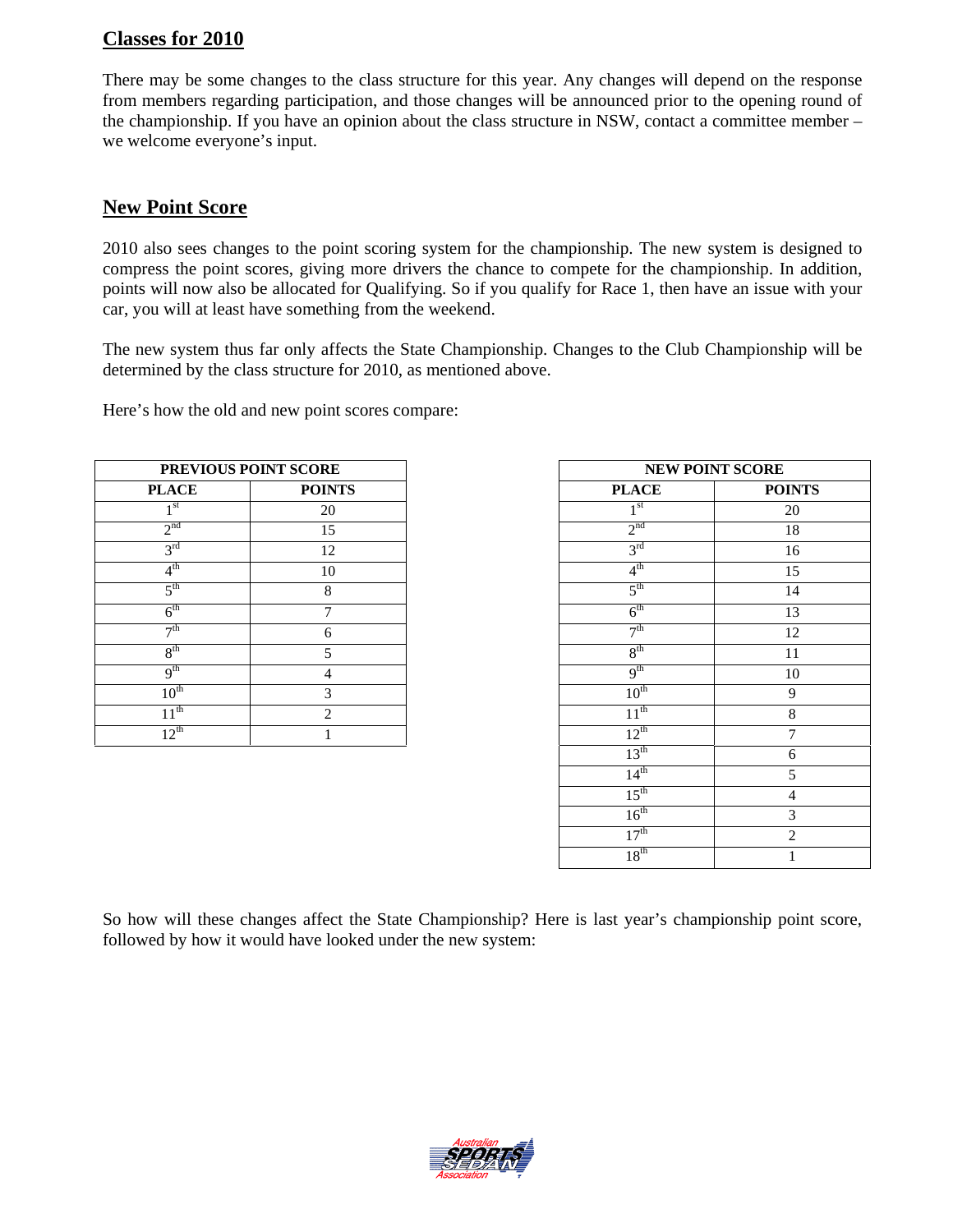## Classes for 2010

There may be some changes to the class structure for this year. Any changes will depend on the response from members regarding participation, and those changes will be announced prior to the opening round of the championship. If you have an opinion about the class structure in NSW, contact a committee member – we welcome everyone's input.

## New Point Score

2010 also sees changes to the point scoring system for the championship. The new system is designed to compress the point scores, giving more drivers the chance to compete for the championship. In addition, points will now also be allocated for Qualifying. So if you qualify for Race 1, then have an issue with your car, you will at least have something from the weekend.

The new system thus far only affects the State Championship. Changes to the Club Championship will be determined by the class structure for 2010, as mentioned above.

Here's how the old and new point scores compare:

| PREVIOUS POINT SCORE | |
|---|---|
| **PLACE** | **POINTS** |
| 1st | 20 |
| 2nd | 15 |
| 3rd | 12 |
| 4th | 10 |
| 5th | 8 |
| 6th | 7 |
| 7th | 6 |
| 8th | 5 |
| 9th | 4 |
| 10th | 3 |
| 11th | 2 |
| 12th | 1 |

| NEW POINT SCORE | |
|---|---|
| **PLACE** | **POINTS** |
| 1st | 20 |
| 2nd | 18 |
| 3rd | 16 |
| 4th | 15 |
| 5th | 14 |
| 6th | 13 |
| 7th | 12 |
| 8th | 11 |
| 9th | 10 |
| 10th | 9 |
| 11th | 8 |
| 12th | 7 |
| 13th | 6 |
| 14th | 5 |
| 15th | 4 |
| 16th | 3 |
| 17th | 2 |
| 18th | 1 |

So how will these changes affect the State Championship? Here is last year's championship point score, followed by how it would have looked under the new system: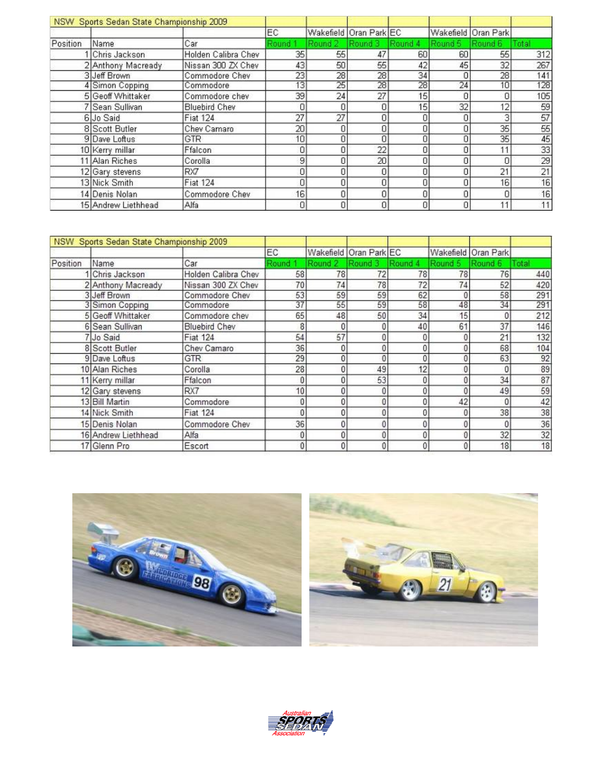| NSW Sports Sedan State Championship 2009 | | | | | | | | | |
|---|---|---|---|---|---|---|---|---|---|
| | | | EC | Wakefield | Oran Park | EC | Wakefield | Oran Park | |
| Position | Name | Car | Round 1 | Round 2 | Round 3 | Round 4 | Round 5 | Round 6 | Total |
| 1 | Chris Jackson | Holden Calibra Chev | 35 | 55 | 47 | 60 | 60 | 55 | 312 |
| 2 | Anthony Macready | Nissan 300 ZX Chev | 43 | 50 | 55 | 42 | 45 | 32 | 267 |
| 3 | Jeff Brown | Commodore Chev | 23 | 28 | 28 | 34 | 0 | 28 | 141 |
| 4 | Simon Copping | Commodore | 13 | 25 | 28 | 28 | 24 | 10 | 128 |
| 5 | Geoff Whittaker | Commodore chev | 39 | 24 | 27 | 15 | 0 | 0 | 105 |
| 7 | Sean Sullivan | Bluebird Chev | 0 | 0 | 0 | 15 | 32 | 12 | 59 |
| 6 | Jo Said | Fiat 124 | 27 | 27 | 0 | 0 | 0 | 3 | 57 |
| 8 | Scott Butler | Chev Camaro | 20 | 0 | 0 | 0 | 0 | 35 | 55 |
| 9 | Dave Loftus | GTR | 10 | 0 | 0 | 0 | 0 | 35 | 45 |
| 10 | Kerry millar | Ffalcon | 0 | 0 | 22 | 0 | 0 | 11 | 33 |
| 11 | Alan Riches | Corolla | 9 | 0 | 20 | 0 | 0 | 0 | 29 |
| 12 | Gary stevens | RX7 | 0 | 0 | 0 | 0 | 0 | 21 | 21 |
| 13 | Nick Smith | Fiat 124 | 0 | 0 | 0 | 0 | 0 | 16 | 16 |
| 14 | Denis Nolan | Commodore Chev | 16 | 0 | 0 | 0 | 0 | 0 | 16 |
| 15 | Andrew Liethhead | Alfa | 0 | 0 | 0 | 0 | 0 | 11 | 11 |

| NSW Sports Sedan State Championship 2009 | | | | | | | | | |
|---|---|---|---|---|---|---|---|---|---|
| | | | EC | Wakefield | Oran Park | EC | Wakefield | Oran Park | |
| Position | Name | Car | Round 1 | Round 2 | Round 3 | Round 4 | Round 5 | Round 6 | Total |
| 1 | Chris Jackson | Holden Calibra Chev | 58 | 78 | 72 | 78 | 78 | 76 | 440 |
| 2 | Anthony Macready | Nissan 300 ZX Chev | 70 | 74 | 78 | 72 | 74 | 52 | 420 |
| 3 | Jeff Brown | Commodore Chev | 53 | 59 | 59 | 62 | 0 | 58 | 291 |
| 3 | Simon Copping | Commodore | 37 | 55 | 59 | 58 | 48 | 34 | 291 |
| 5 | Geoff Whittaker | Commodore chev | 65 | 48 | 50 | 34 | 15 | 0 | 212 |
| 6 | Sean Sullivan | Bluebird Chev | 8 | 0 | 0 | 40 | 61 | 37 | 146 |
| 7 | Jo Said | Fiat 124 | 54 | 57 | 0 | 0 | 0 | 21 | 132 |
| 8 | Scott Butler | Chev Camaro | 36 | 0 | 0 | 0 | 0 | 68 | 104 |
| 9 | Dave Loftus | GTR | 29 | 0 | 0 | 0 | 0 | 63 | 92 |
| 10 | Alan Riches | Corolla | 28 | 0 | 49 | 12 | 0 | 0 | 89 |
| 11 | Kerry millar | Ffalcon | 0 | 0 | 53 | 0 | 0 | 34 | 87 |
| 12 | Gary stevens | RX7 | 10 | 0 | 0 | 0 | 0 | 49 | 59 |
| 13 | Bill Martin | Commodore | 0 | 0 | 0 | 0 | 42 | 0 | 42 |
| 14 | Nick Smith | Fiat 124 | 0 | 0 | 0 | 0 | 0 | 38 | 38 |
| 15 | Denis Nolan | Commodore Chev | 36 | 0 | 0 | 0 | 0 | 0 | 36 |
| 16 | Andrew Liethhead | Alfa | 0 | 0 | 0 | 0 | 0 | 32 | 32 |
| 17 | Glenn Pro | Escort | 0 | 0 | 0 | 0 | 0 | 18 | 18 |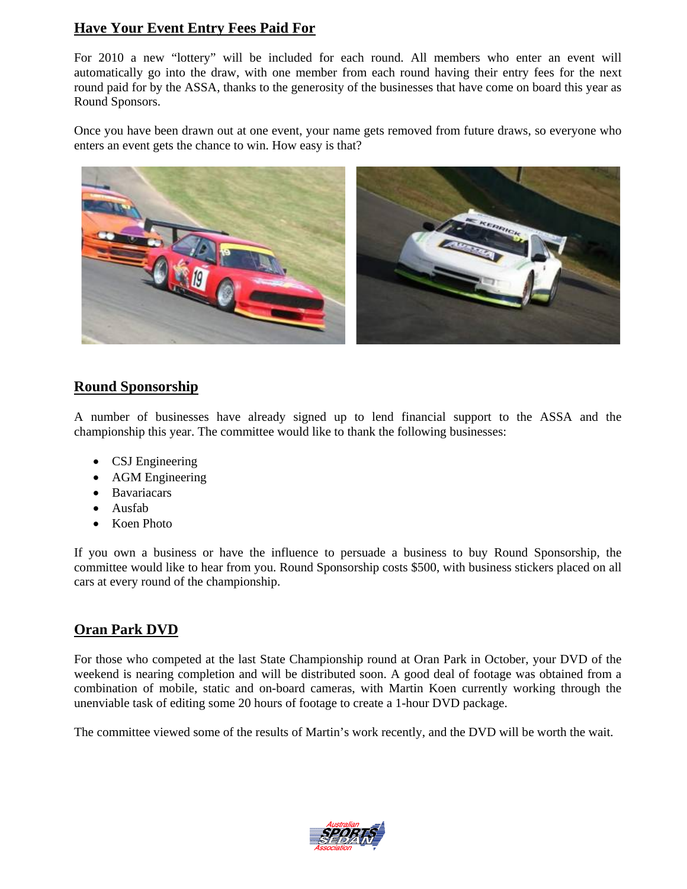## Have Your Event Entry Fees Paid For

For 2010 a new “lottery” will be included for each round. All members who enter an event will automatically go into the draw, with one member from each round having their entry fees for the next round paid for by the ASSA, thanks to the generosity of the businesses that have come on board this year as Round Sponsors.

Once you have been drawn out at one event, your name gets removed from future draws, so everyone who enters an event gets the chance to win. How easy is that?

## Round Sponsorship

A number of businesses have already signed up to lend financial support to the ASSA and the championship this year. The committee would like to thank the following businesses:

- CSJ Engineering
- AGM Engineering
- Bavariacars
- Ausfab
- Koen Photo

If you own a business or have the influence to persuade a business to buy Round Sponsorship, the committee would like to hear from you. Round Sponsorship costs $500, with business stickers placed on all cars at every round of the championship.

## Oran Park DVD

For those who competed at the last State Championship round at Oran Park in October, your DVD of the weekend is nearing completion and will be distributed soon. A good deal of footage was obtained from a combination of mobile, static and on-board cameras, with Martin Koen currently working through the unenviable task of editing some 20 hours of footage to create a 1-hour DVD package.

The committee viewed some of the results of Martin’s work recently, and the DVD will be worth the wait.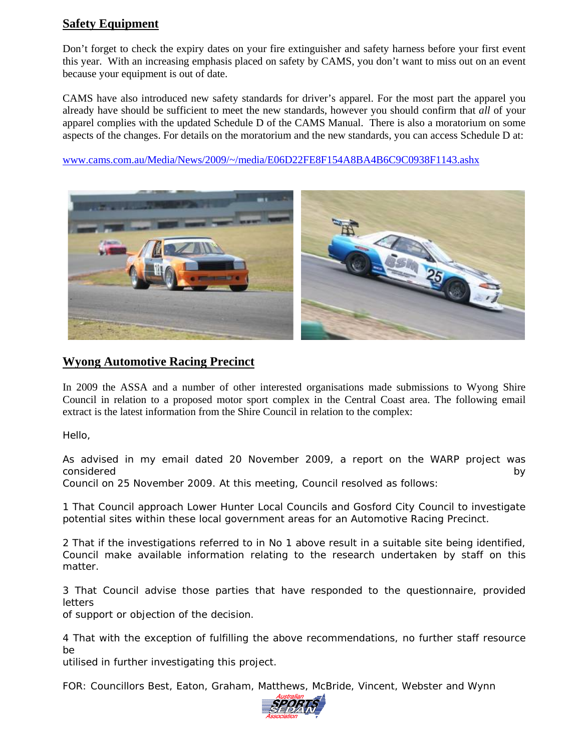## Safety Equipment

Don't forget to check the expiry dates on your fire extinguisher and safety harness before your first event this year. With an increasing emphasis placed on safety by CAMS, you don't want to miss out on an event because your equipment is out of date.

CAMS have also introduced new safety standards for driver's apparel. For the most part the apparel you already have should be sufficient to meet the new standards, however you should confirm that *all* of your apparel complies with the updated Schedule D of the CAMS Manual. There is also a moratorium on some aspects of the changes. For details on the moratorium and the new standards, you can access Schedule D at:

www.cams.com.au/Media/News/2009/~/media/E06D22FE8F154A8BA4B6C9C0938F1143.ashx

## Wyong Automotive Racing Precinct

In 2009 the ASSA and a number of other interested organisations made submissions to Wyong Shire Council in relation to a proposed motor sport complex in the Central Coast area. The following email extract is the latest information from the Shire Council in relation to the complex:

Hello,

As advised in my email dated 20 November 2009, a report on the WARP project was considered by Council on 25 November 2009. At this meeting, Council resolved as follows:

1 That Council approach Lower Hunter Local Councils and Gosford City Council to investigate potential sites within these local government areas for an Automotive Racing Precinct.

2 That if the investigations referred to in No 1 above result in a suitable site being identified, Council make available information relating to the research undertaken by staff on this matter.

3 That Council advise those parties that have responded to the questionnaire, provided letters of support or objection of the decision.

4 That with the exception of fulfilling the above recommendations, no further staff resource be utilised in further investigating this project.

FOR: Councillors Best, Eaton, Graham, Matthews, McBride, Vincent, Webster and Wynn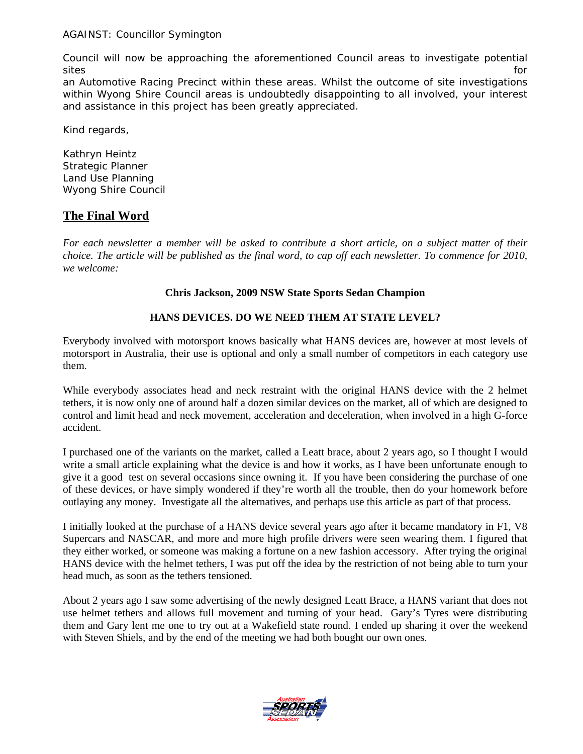AGAINST: Councillor Symington

Council will now be approaching the aforementioned Council areas to investigate potential sites for an Automotive Racing Precinct within these areas. Whilst the outcome of site investigations within Wyong Shire Council areas is undoubtedly disappointing to all involved, your interest and assistance in this project has been greatly appreciated.

Kind regards,

Kathryn Heintz
Strategic Planner
Land Use Planning
Wyong Shire Council

## The Final Word

*For each newsletter a member will be asked to contribute a short article, on a subject matter of their choice. The article will be published as the final word, to cap off each newsletter. To commence for 2010, we welcome:*

**Chris Jackson, 2009 NSW State Sports Sedan Champion**

**HANS DEVICES. DO WE NEED THEM AT STATE LEVEL?**

Everybody involved with motorsport knows basically what HANS devices are, however at most levels of motorsport in Australia, their use is optional and only a small number of competitors in each category use them.

While everybody associates head and neck restraint with the original HANS device with the 2 helmet tethers, it is now only one of around half a dozen similar devices on the market, all of which are designed to control and limit head and neck movement, acceleration and deceleration, when involved in a high G-force accident.

I purchased one of the variants on the market, called a Leatt brace, about 2 years ago, so I thought I would write a small article explaining what the device is and how it works, as I have been unfortunate enough to give it a good test on several occasions since owning it. If you have been considering the purchase of one of these devices, or have simply wondered if they're worth all the trouble, then do your homework before outlaying any money. Investigate all the alternatives, and perhaps use this article as part of that process.

I initially looked at the purchase of a HANS device several years ago after it became mandatory in F1, V8 Supercars and NASCAR, and more and more high profile drivers were seen wearing them. I figured that they either worked, or someone was making a fortune on a new fashion accessory. After trying the original HANS device with the helmet tethers, I was put off the idea by the restriction of not being able to turn your head much, as soon as the tethers tensioned.

About 2 years ago I saw some advertising of the newly designed Leatt Brace, a HANS variant that does not use helmet tethers and allows full movement and turning of your head. Gary's Tyres were distributing them and Gary lent me one to try out at a Wakefield state round. I ended up sharing it over the weekend with Steven Shiels, and by the end of the meeting we had both bought our own ones.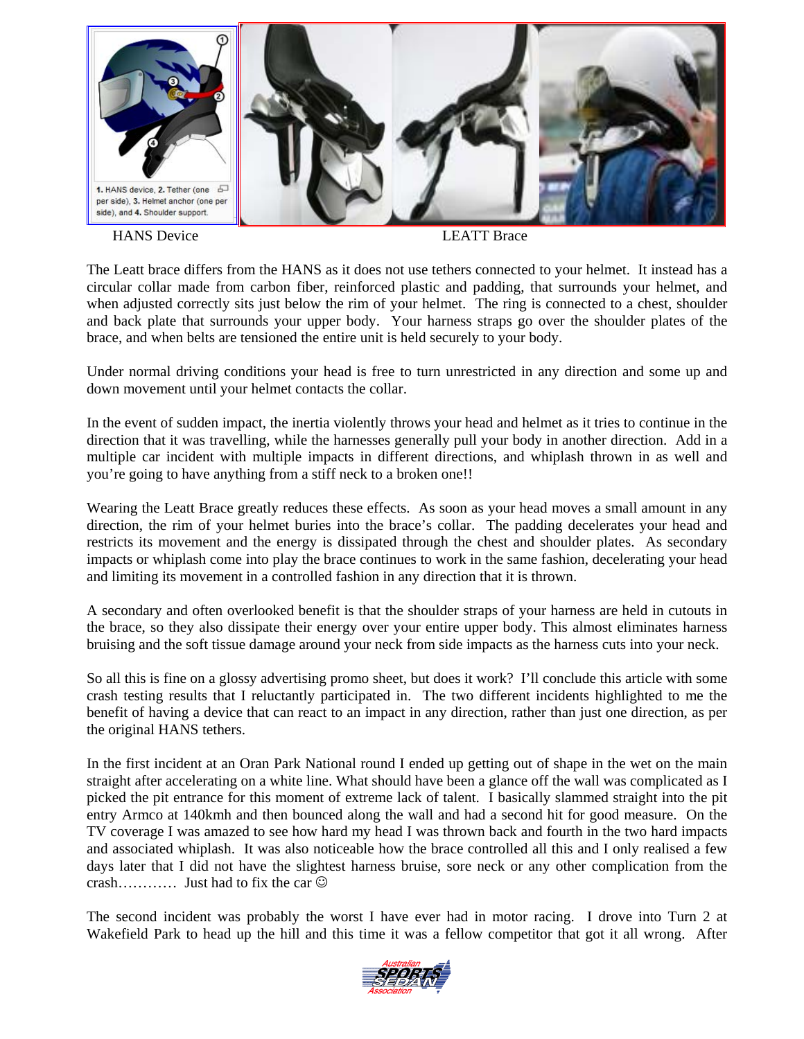1. HANS device, 2. Tether (one per side), 3. Helmet anchor (one per side), and 4. Shoulder support.

HANS Device LEATT Brace

The Leatt brace differs from the HANS as it does not use tethers connected to your helmet. It instead has a circular collar made from carbon fiber, reinforced plastic and padding, that surrounds your helmet, and when adjusted correctly sits just below the rim of your helmet. The ring is connected to a chest, shoulder and back plate that surrounds your upper body. Your harness straps go over the shoulder plates of the brace, and when belts are tensioned the entire unit is held securely to your body.

Under normal driving conditions your head is free to turn unrestricted in any direction and some up and down movement until your helmet contacts the collar.

In the event of sudden impact, the inertia violently throws your head and helmet as it tries to continue in the direction that it was travelling, while the harnesses generally pull your body in another direction. Add in a multiple car incident with multiple impacts in different directions, and whiplash thrown in as well and you're going to have anything from a stiff neck to a broken one!!

Wearing the Leatt Brace greatly reduces these effects. As soon as your head moves a small amount in any direction, the rim of your helmet buries into the brace's collar. The padding decelerates your head and restricts its movement and the energy is dissipated through the chest and shoulder plates. As secondary impacts or whiplash come into play the brace continues to work in the same fashion, decelerating your head and limiting its movement in a controlled fashion in any direction that it is thrown.

A secondary and often overlooked benefit is that the shoulder straps of your harness are held in cutouts in the brace, so they also dissipate their energy over your entire upper body. This almost eliminates harness bruising and the soft tissue damage around your neck from side impacts as the harness cuts into your neck.

So all this is fine on a glossy advertising promo sheet, but does it work? I'll conclude this article with some crash testing results that I reluctantly participated in. The two different incidents highlighted to me the benefit of having a device that can react to an impact in any direction, rather than just one direction, as per the original HANS tethers.

In the first incident at an Oran Park National round I ended up getting out of shape in the wet on the main straight after accelerating on a white line. What should have been a glance off the wall was complicated as I picked the pit entrance for this moment of extreme lack of talent. I basically slammed straight into the pit entry Armco at 140kmh and then bounced along the wall and had a second hit for good measure. On the TV coverage I was amazed to see how hard my head I was thrown back and fourth in the two hard impacts and associated whiplash. It was also noticeable how the brace controlled all this and I only realised a few days later that I did not have the slightest harness bruise, sore neck or any other complication from the crash………… Just had to fix the car ☺

The second incident was probably the worst I have ever had in motor racing. I drove into Turn 2 at Wakefield Park to head up the hill and this time it was a fellow competitor that got it all wrong. After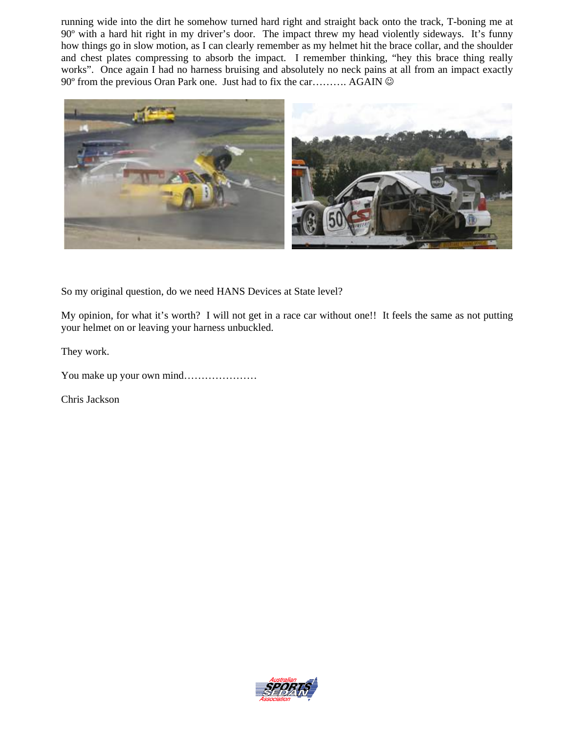running wide into the dirt he somehow turned hard right and straight back onto the track, T-boning me at 90º with a hard hit right in my driver's door. The impact threw my head violently sideways. It's funny how things go in slow motion, as I can clearly remember as my helmet hit the brace collar, and the shoulder and chest plates compressing to absorb the impact. I remember thinking, "hey this brace thing really works". Once again I had no harness bruising and absolutely no neck pains at all from an impact exactly 90º from the previous Oran Park one. Just had to fix the car………. AGAIN ☺

So my original question, do we need HANS Devices at State level?

My opinion, for what it's worth? I will not get in a race car without one!! It feels the same as not putting your helmet on or leaving your harness unbuckled.

They work.

You make up your own mind…………………

Chris Jackson